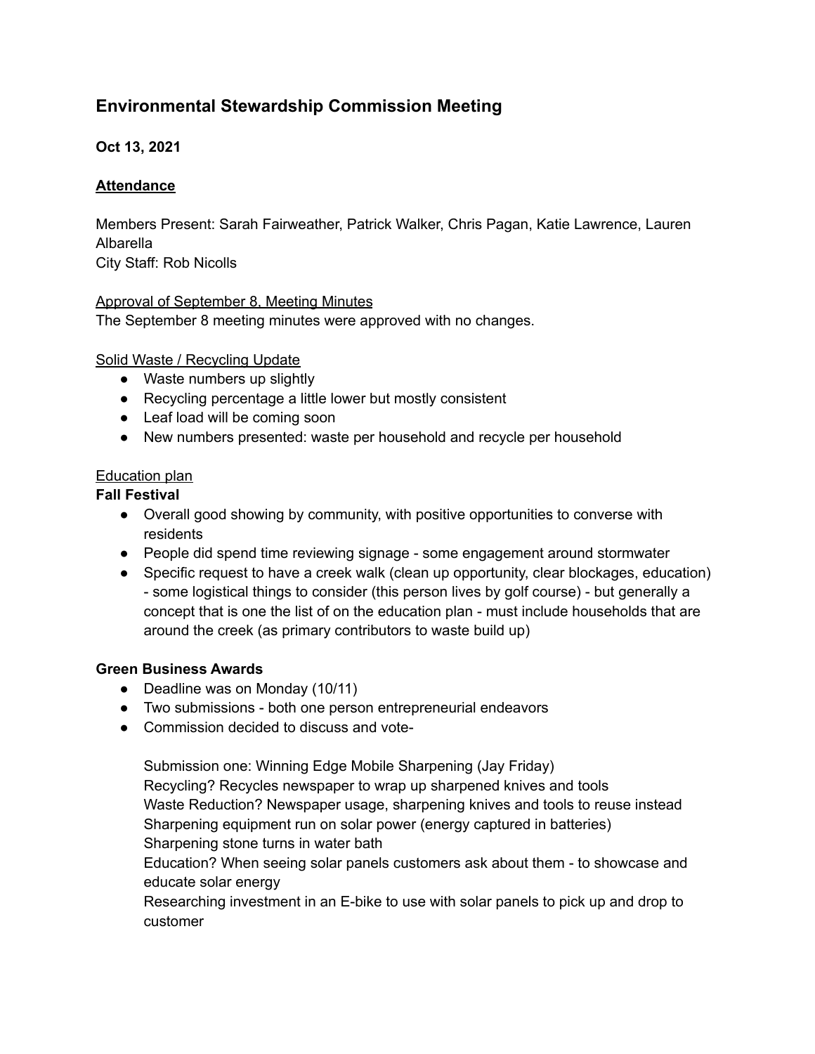# Environmental Stewardship Commission Meeting

**Oct 13, 2021**

## Attendance

Members Present: Sarah Fairweather, Patrick Walker, Chris Pagan, Katie Lawrence, Lauren Albarella
City Staff: Rob Nicolls

Approval of September 8, Meeting Minutes
The September 8 meeting minutes were approved with no changes.

Solid Waste / Recycling Update

- Waste numbers up slightly
- Recycling percentage a little lower but mostly consistent
- Leaf load will be coming soon
- New numbers presented: waste per household and recycle per household

Education plan

**Fall Festival**

- Overall good showing by community, with positive opportunities to converse with residents
- People did spend time reviewing signage - some engagement around stormwater
- Specific request to have a creek walk (clean up opportunity, clear blockages, education) - some logistical things to consider (this person lives by golf course) - but generally a concept that is one the list of on the education plan - must include households that are around the creek (as primary contributors to waste build up)

**Green Business Awards**

- Deadline was on Monday (10/11)
- Two submissions - both one person entrepreneurial endeavors
- Commission decided to discuss and vote-

  Submission one: Winning Edge Mobile Sharpening (Jay Friday)
  Recycling? Recycles newspaper to wrap up sharpened knives and tools
  Waste Reduction? Newspaper usage, sharpening knives and tools to reuse instead
  Sharpening equipment run on solar power (energy captured in batteries)
  Sharpening stone turns in water bath
  Education? When seeing solar panels customers ask about them - to showcase and educate solar energy
  Researching investment in an E-bike to use with solar panels to pick up and drop to customer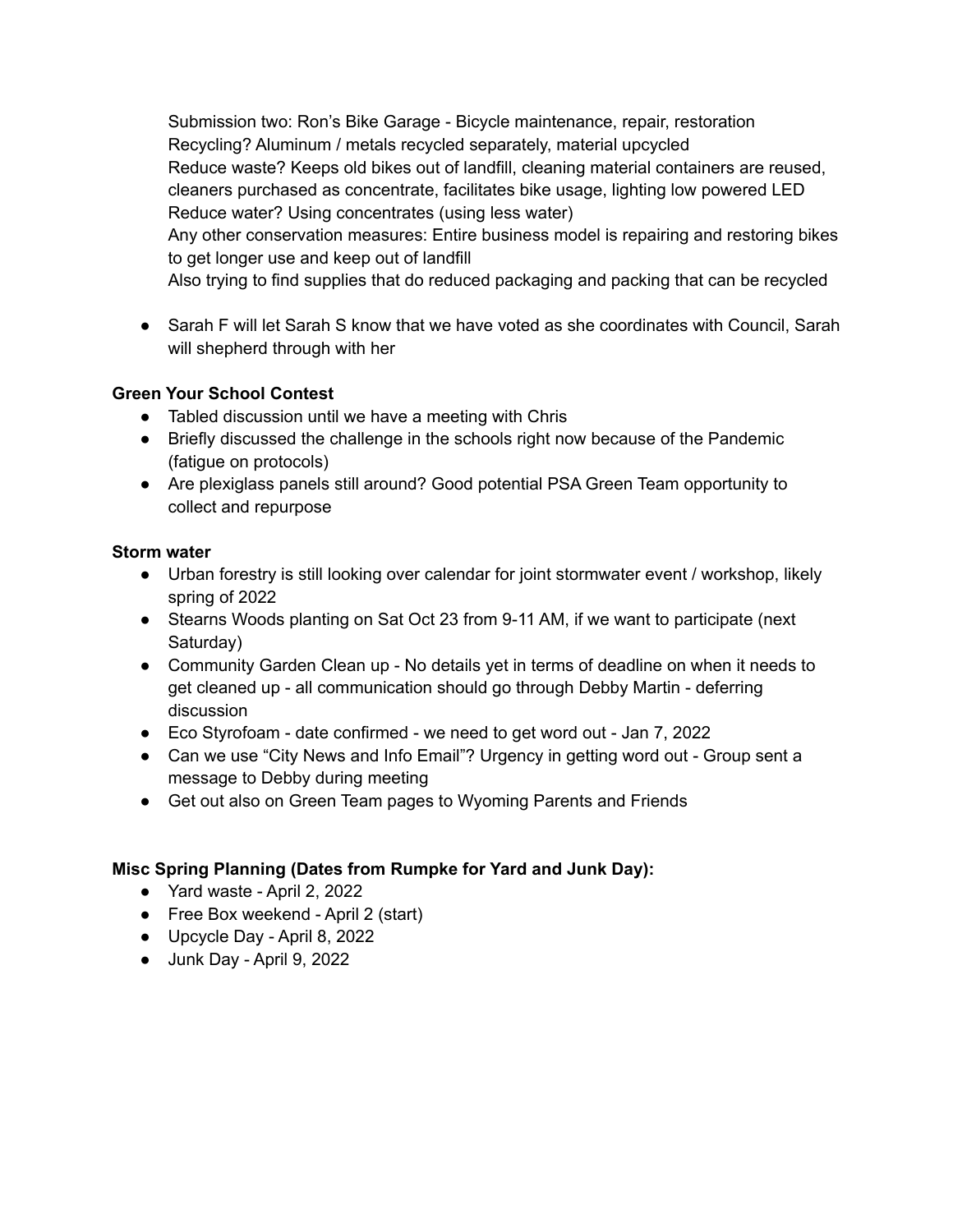Submission two: Ron's Bike Garage - Bicycle maintenance, repair, restoration
Recycling? Aluminum / metals recycled separately, material upcycled
Reduce waste? Keeps old bikes out of landfill, cleaning material containers are reused, cleaners purchased as concentrate, facilitates bike usage, lighting low powered LED
Reduce water? Using concentrates (using less water)
Any other conservation measures: Entire business model is repairing and restoring bikes to get longer use and keep out of landfill
Also trying to find supplies that do reduced packaging and packing that can be recycled

- Sarah F will let Sarah S know that we have voted as she coordinates with Council, Sarah will shepherd through with her

**Green Your School Contest**

- Tabled discussion until we have a meeting with Chris
- Briefly discussed the challenge in the schools right now because of the Pandemic (fatigue on protocols)
- Are plexiglass panels still around? Good potential PSA Green Team opportunity to collect and repurpose

**Storm water**

- Urban forestry is still looking over calendar for joint stormwater event / workshop, likely spring of 2022
- Stearns Woods planting on Sat Oct 23 from 9-11 AM, if we want to participate (next Saturday)
- Community Garden Clean up - No details yet in terms of deadline on when it needs to get cleaned up - all communication should go through Debby Martin - deferring discussion
- Eco Styrofoam - date confirmed - we need to get word out - Jan 7, 2022
- Can we use "City News and Info Email"? Urgency in getting word out - Group sent a message to Debby during meeting
- Get out also on Green Team pages to Wyoming Parents and Friends

**Misc Spring Planning (Dates from Rumpke for Yard and Junk Day):**

- Yard waste - April 2, 2022
- Free Box weekend - April 2 (start)
- Upcycle Day - April 8, 2022
- Junk Day - April 9, 2022